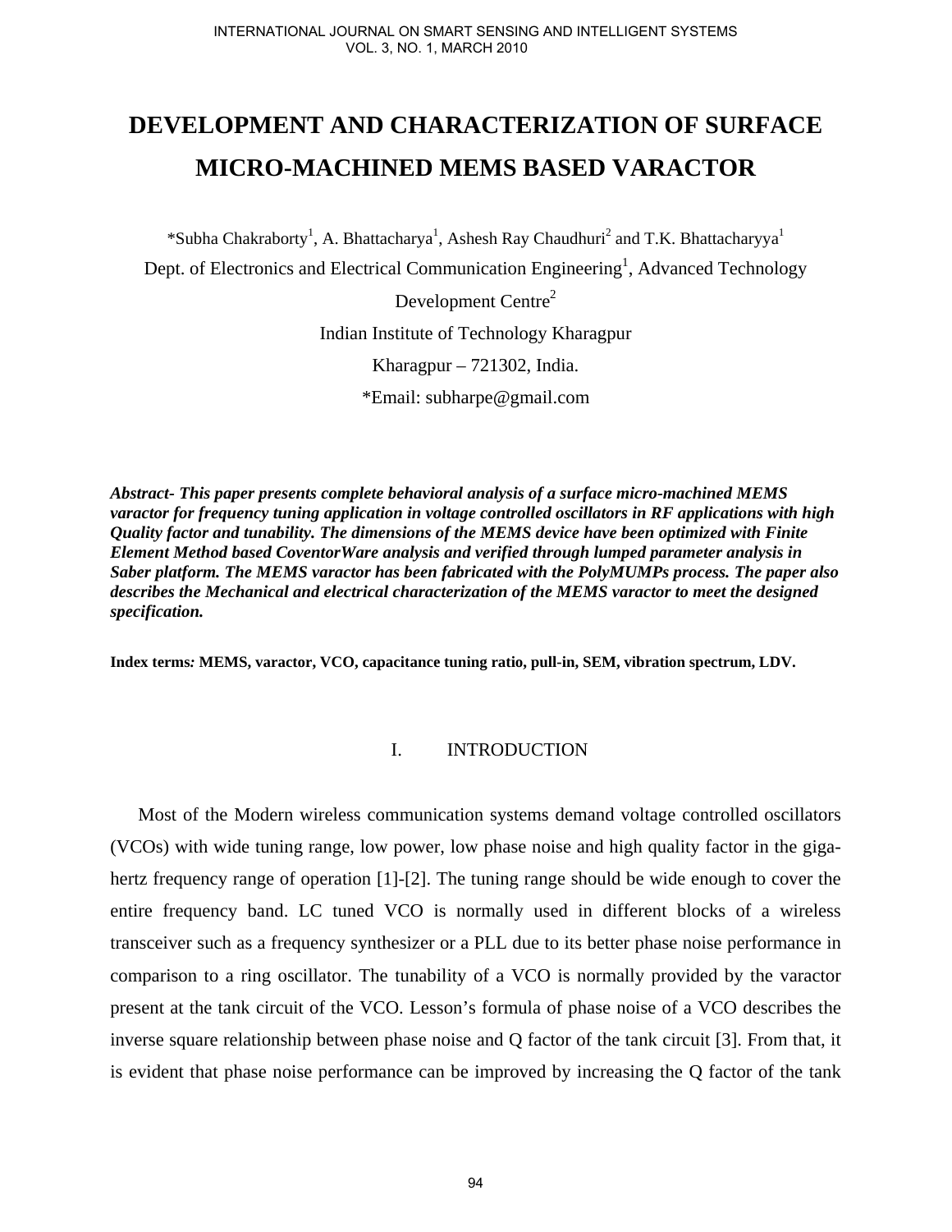# DEVELOPMENT AND CHARACTERIZATION OF SURFACE MICRO-MACHINED MEMS BASED VARACTOR

*Subha Chakraborty[1], A. Bhattacharya[1], Ashesh Ray Chaudhuri[2] and T.K. Bhattacharyya[1]

Dept. of Electronics and Electrical Communication Engineering[1], Advanced Technology Development Centre[2]

Indian Institute of Technology Kharagpur

Kharagpur – 721302, India.

*Email: subharpe@gmail.com

***Abstract- This paper presents complete behavioral analysis of a surface micro-machined MEMS varactor for frequency tuning application in voltage controlled oscillators in RF applications with high Quality factor and tunability. The dimensions of the MEMS device have been optimized with Finite Element Method based CoventorWare analysis and verified through lumped parameter analysis in Saber platform. The MEMS varactor has been fabricated with the PolyMUMPs process. The paper also describes the Mechanical and electrical characterization of the MEMS varactor to meet the designed specification.***

**Index terms*:* MEMS, varactor, VCO, capacitance tuning ratio, pull-in, SEM, vibration spectrum, LDV.**

## I. INTRODUCTION

Most of the Modern wireless communication systems demand voltage controlled oscillators (VCOs) with wide tuning range, low power, low phase noise and high quality factor in the giga-hertz frequency range of operation [1]-[2]. The tuning range should be wide enough to cover the entire frequency band. LC tuned VCO is normally used in different blocks of a wireless transceiver such as a frequency synthesizer or a PLL due to its better phase noise performance in comparison to a ring oscillator. The tunability of a VCO is normally provided by the varactor present at the tank circuit of the VCO. Lesson's formula of phase noise of a VCO describes the inverse square relationship between phase noise and Q factor of the tank circuit [3]. From that, it is evident that phase noise performance can be improved by increasing the Q factor of the tank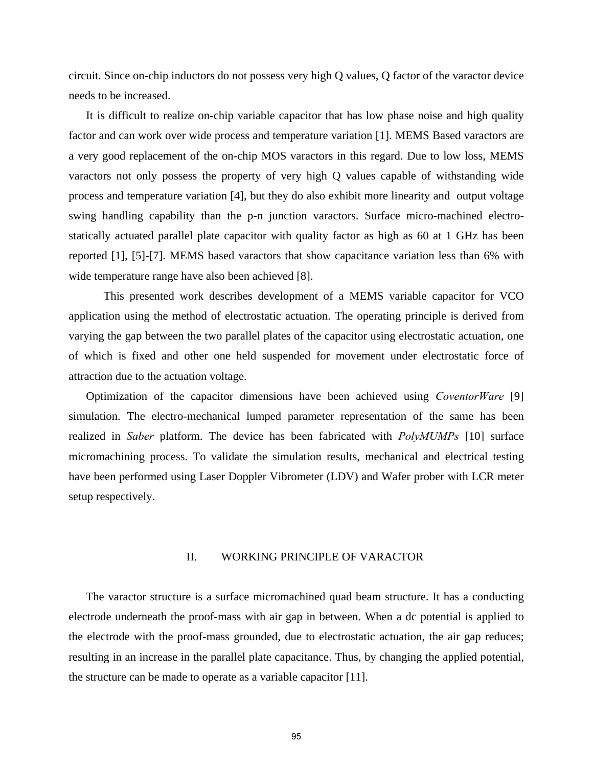circuit. Since on-chip inductors do not possess very high Q values, Q factor of the varactor device needs to be increased.

It is difficult to realize on-chip variable capacitor that has low phase noise and high quality factor and can work over wide process and temperature variation [1]. MEMS Based varactors are a very good replacement of the on-chip MOS varactors in this regard. Due to low loss, MEMS varactors not only possess the property of very high Q values capable of withstanding wide process and temperature variation [4], but they do also exhibit more linearity and output voltage swing handling capability than the p-n junction varactors. Surface micro-machined electro-statically actuated parallel plate capacitor with quality factor as high as 60 at 1 GHz has been reported [1], [5]-[7]. MEMS based varactors that show capacitance variation less than 6% with wide temperature range have also been achieved [8].

This presented work describes development of a MEMS variable capacitor for VCO application using the method of electrostatic actuation. The operating principle is derived from varying the gap between the two parallel plates of the capacitor using electrostatic actuation, one of which is fixed and other one held suspended for movement under electrostatic force of attraction due to the actuation voltage.

Optimization of the capacitor dimensions have been achieved using *CoventorWare* [9] simulation. The electro-mechanical lumped parameter representation of the same has been realized in *Saber* platform. The device has been fabricated with *PolyMUMPs* [10] surface micromachining process. To validate the simulation results, mechanical and electrical testing have been performed using Laser Doppler Vibrometer (LDV) and Wafer prober with LCR meter setup respectively.

## II. WORKING PRINCIPLE OF VARACTOR

The varactor structure is a surface micromachined quad beam structure. It has a conducting electrode underneath the proof-mass with air gap in between. When a dc potential is applied to the electrode with the proof-mass grounded, due to electrostatic actuation, the air gap reduces; resulting in an increase in the parallel plate capacitance. Thus, by changing the applied potential, the structure can be made to operate as a variable capacitor [11].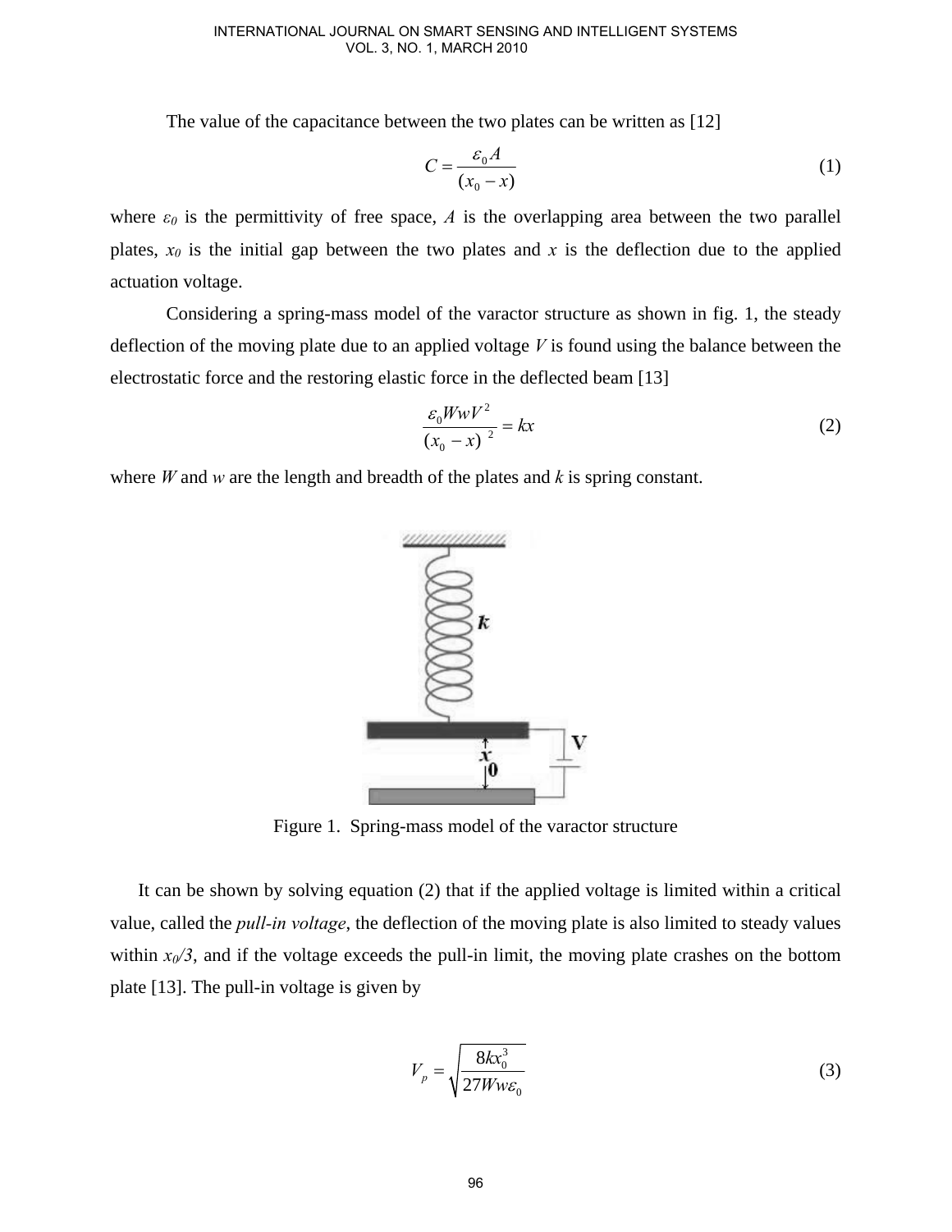The value of the capacitance between the two plates can be written as [12]

$$C = \frac{\varepsilon_0 A}{(x_0 - x)} \tag{1}$$

where $\varepsilon_0$ is the permittivity of free space, $A$ is the overlapping area between the two parallel plates, $x_0$ is the initial gap between the two plates and $x$ is the deflection due to the applied actuation voltage.

Considering a spring-mass model of the varactor structure as shown in fig. 1, the steady deflection of the moving plate due to an applied voltage $V$ is found using the balance between the electrostatic force and the restoring elastic force in the deflected beam [13]

$$\frac{\varepsilon_0 W w V^2}{(x_0 - x)^2} = kx \tag{2}$$

where $W$ and $w$ are the length and breadth of the plates and $k$ is spring constant.

Figure 1. Spring-mass model of the varactor structure

It can be shown by solving equation (2) that if the applied voltage is limited within a critical value, called the *pull-in voltage*, the deflection of the moving plate is also limited to steady values within $x_0/3$, and if the voltage exceeds the pull-in limit, the moving plate crashes on the bottom plate [13]. The pull-in voltage is given by

$$V_p = \sqrt{\frac{8kx_0^3}{27Ww\varepsilon_0}} \tag{3}$$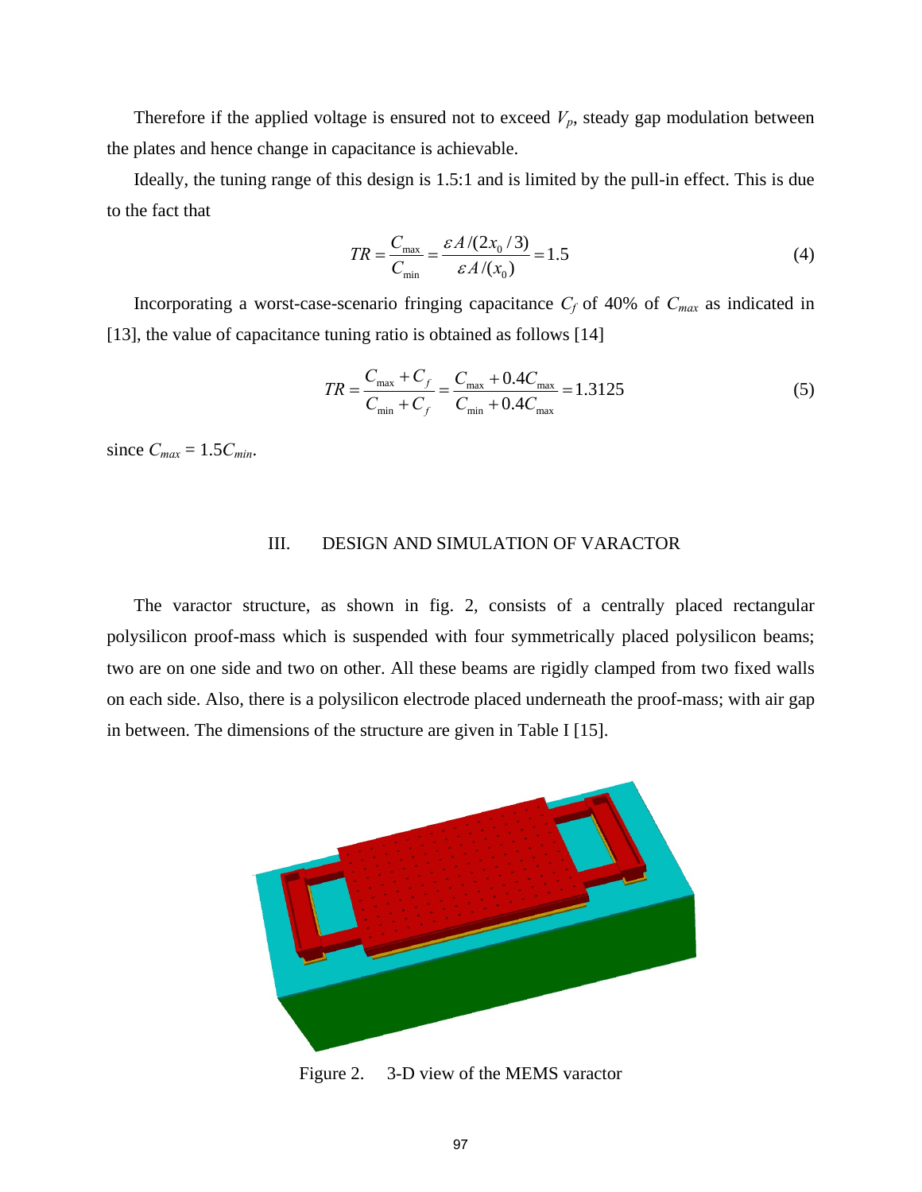Therefore if the applied voltage is ensured not to exceed $V_p$, steady gap modulation between the plates and hence change in capacitance is achievable.

Ideally, the tuning range of this design is 1.5:1 and is limited by the pull-in effect. This is due to the fact that

$$TR = \frac{C_{\max}}{C_{\min}} = \frac{\varepsilon A/(2x_0/3)}{\varepsilon A/(x_0)} = 1.5 \tag{4}$$

Incorporating a worst-case-scenario fringing capacitance $C_f$ of 40% of $C_{max}$ as indicated in [13], the value of capacitance tuning ratio is obtained as follows [14]

$$TR = \frac{C_{\max} + C_f}{C_{\min} + C_f} = \frac{C_{\max} + 0.4C_{\max}}{C_{\min} + 0.4C_{\max}} = 1.3125 \tag{5}$$

since $C_{max} = 1.5C_{min}$.

## III. DESIGN AND SIMULATION OF VARACTOR

The varactor structure, as shown in fig. 2, consists of a centrally placed rectangular polysilicon proof-mass which is suspended with four symmetrically placed polysilicon beams; two are on one side and two on other. All these beams are rigidly clamped from two fixed walls on each side. Also, there is a polysilicon electrode placed underneath the proof-mass; with air gap in between. The dimensions of the structure are given in Table I [15].

Figure 2. 3-D view of the MEMS varactor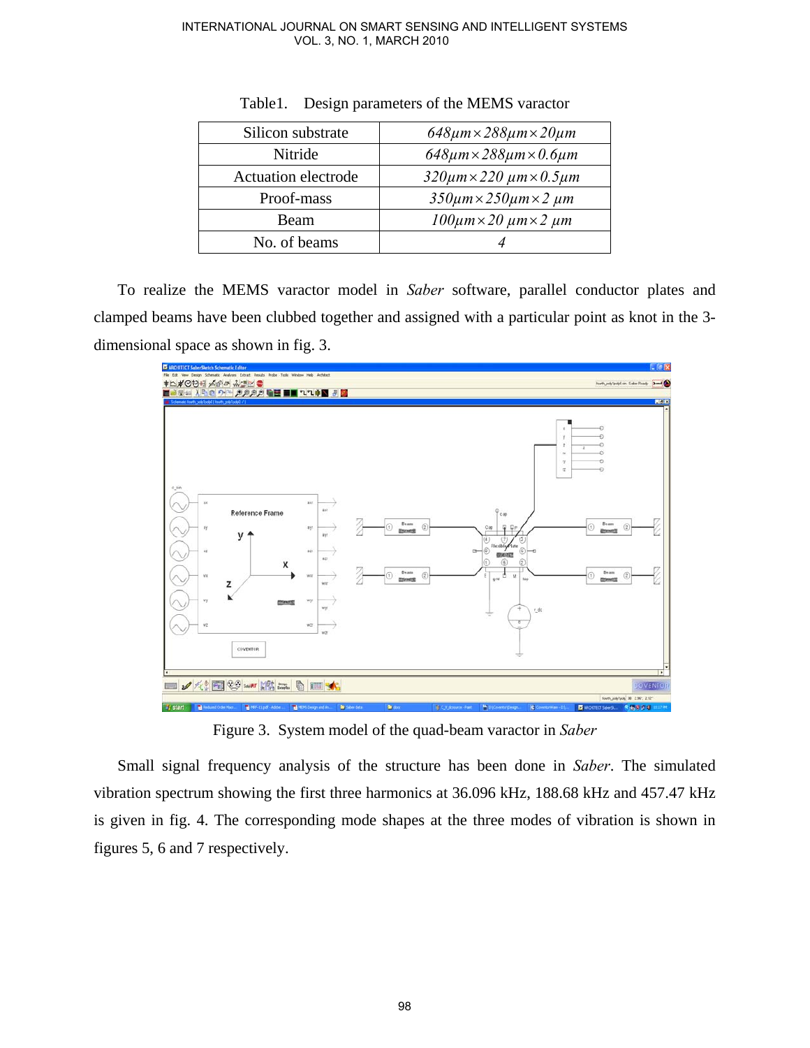Table1. Design parameters of the MEMS varactor

| | |
|---|---|
| Silicon substrate | $648\mu m \times 288\mu m \times 20\mu m$ |
| Nitride | $648\mu m \times 288\mu m \times 0.6\mu m$ |
| Actuation electrode | $320\mu m \times 220\ \mu m \times 0.5\mu m$ |
| Proof-mass | $350\mu m \times 250\mu m \times 2\ \mu m$ |
| Beam | $100\mu m \times 20\ \mu m \times 2\ \mu m$ |
| No. of beams | $4$ |

To realize the MEMS varactor model in *Saber* software, parallel conductor plates and clamped beams have been clubbed together and assigned with a particular point as knot in the 3-dimensional space as shown in fig. 3.

Figure 3. System model of the quad-beam varactor in *Saber*

Small signal frequency analysis of the structure has been done in *Saber*. The simulated vibration spectrum showing the first three harmonics at 36.096 kHz, 188.68 kHz and 457.47 kHz is given in fig. 4. The corresponding mode shapes at the three modes of vibration is shown in figures 5, 6 and 7 respectively.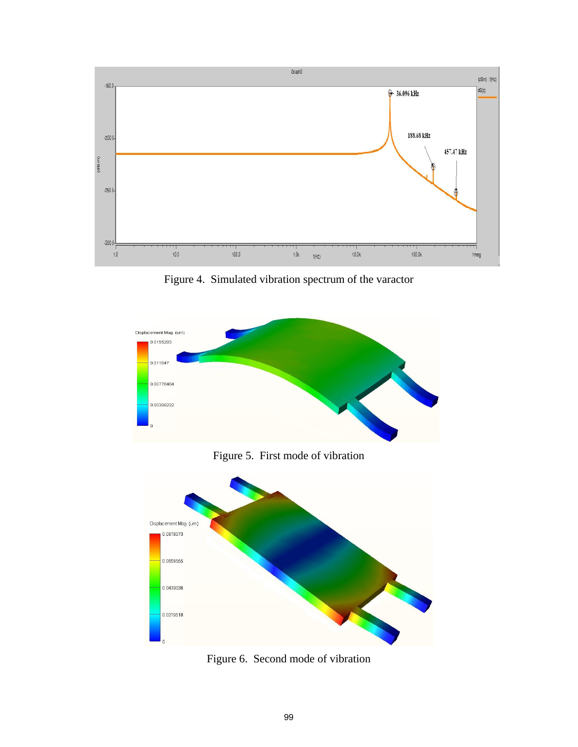Graph0

(dBm) : f(Hz)

dB(z)

-150.0

-200.0

-250.0

-300.0

(dBm)

36.096 kHz

188.68 kHz

457.47 kHz

1.0

10.0

100.0

1.0k

f(Hz)

10.0k

100.0k

1meg

Figure 4. Simulated vibration spectrum of the varactor

Displacement Mag. (um)

0.0155293

0.011647

0.00776464

0.00388232

0

Figure 5. First mode of vibration

Displacement Mag. (um)

0.0878073

0.0658555

0.0439036

0.0219518

0

Figure 6. Second mode of vibration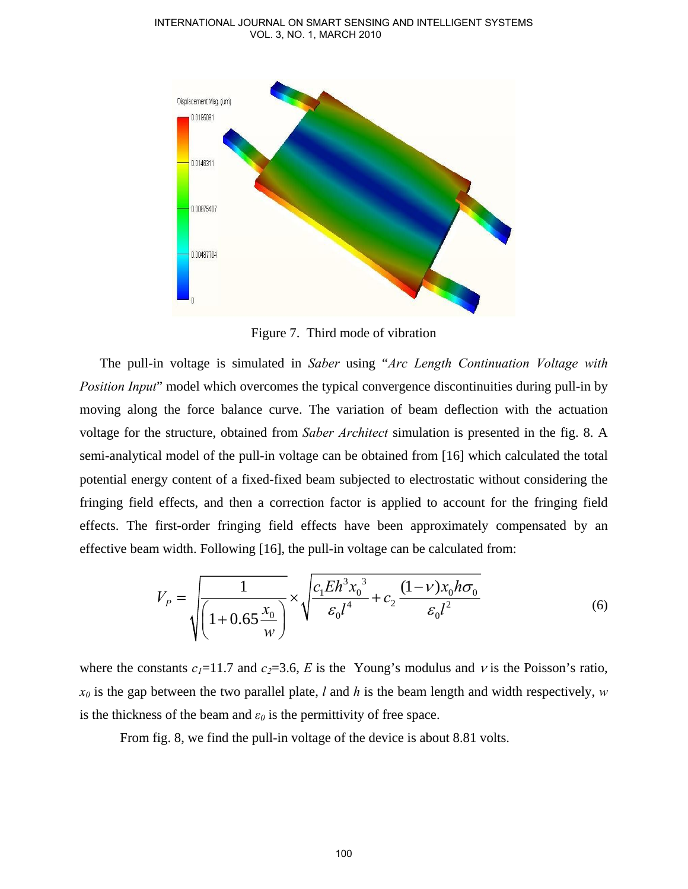Figure 7. Third mode of vibration

The pull-in voltage is simulated in *Saber* using "*Arc Length Continuation Voltage with Position Input*" model which overcomes the typical convergence discontinuities during pull-in by moving along the force balance curve. The variation of beam deflection with the actuation voltage for the structure, obtained from *Saber Architect* simulation is presented in the fig. 8. A semi-analytical model of the pull-in voltage can be obtained from [16] which calculated the total potential energy content of a fixed-fixed beam subjected to electrostatic without considering the fringing field effects, and then a correction factor is applied to account for the fringing field effects. The first-order fringing field effects have been approximately compensated by an effective beam width. Following [16], the pull-in voltage can be calculated from:

$$V_P = \sqrt{\frac{1}{\left(1+0.65\dfrac{x_0}{w}\right)}} \times \sqrt{\frac{c_1 E h^3 x_0^{\,3}}{\varepsilon_0 l^4} + c_2 \frac{(1-\nu) x_0 h \sigma_0}{\varepsilon_0 l^2}} \tag{6}$$

where the constants $c_1$=11.7 and $c_2$=3.6, $E$ is the Young's modulus and $\nu$ is the Poisson's ratio, $x_0$ is the gap between the two parallel plate, $l$ and $h$ is the beam length and width respectively, $w$ is the thickness of the beam and $\varepsilon_0$ is the permittivity of free space.

From fig. 8, we find the pull-in voltage of the device is about 8.81 volts.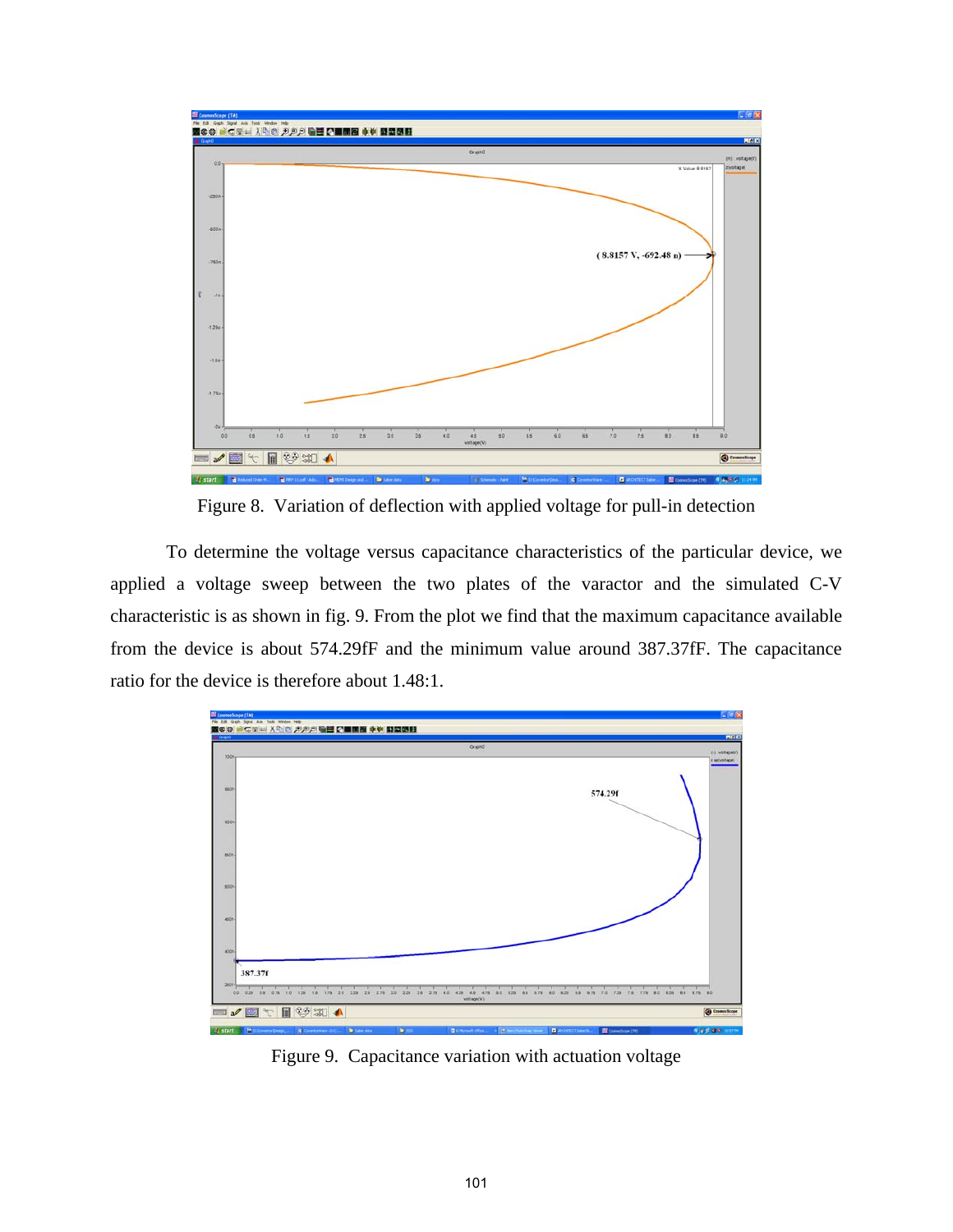Figure 8. Variation of deflection with applied voltage for pull-in detection

To determine the voltage versus capacitance characteristics of the particular device, we applied a voltage sweep between the two plates of the varactor and the simulated C-V characteristic is as shown in fig. 9. From the plot we find that the maximum capacitance available from the device is about 574.29fF and the minimum value around 387.37fF. The capacitance ratio for the device is therefore about 1.48:1.

Figure 9. Capacitance variation with actuation voltage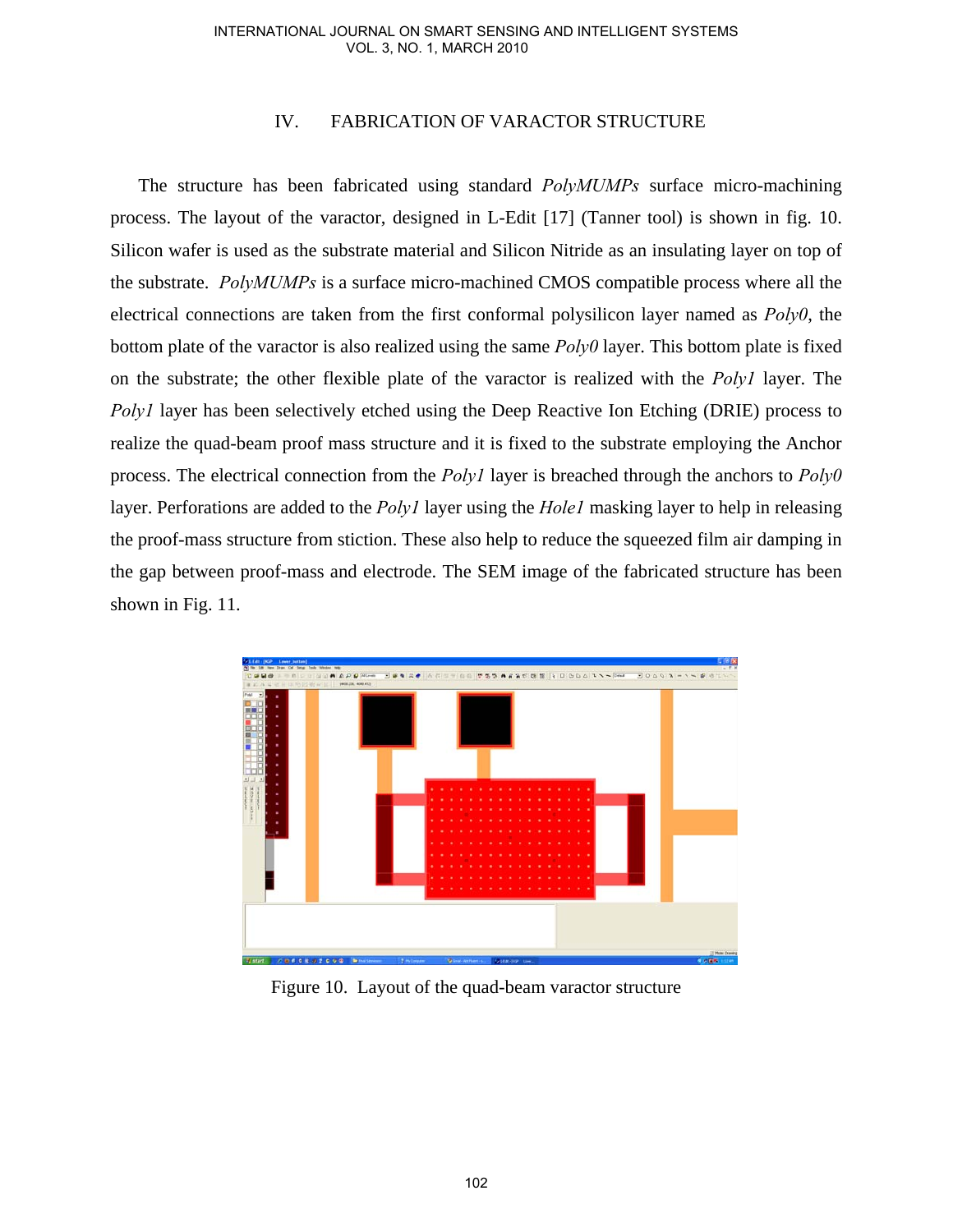## IV. FABRICATION OF VARACTOR STRUCTURE

The structure has been fabricated using standard *PolyMUMPs* surface micro-machining process. The layout of the varactor, designed in L-Edit [17] (Tanner tool) is shown in fig. 10. Silicon wafer is used as the substrate material and Silicon Nitride as an insulating layer on top of the substrate. *PolyMUMPs* is a surface micro-machined CMOS compatible process where all the electrical connections are taken from the first conformal polysilicon layer named as *Poly0*, the bottom plate of the varactor is also realized using the same *Poly0* layer. This bottom plate is fixed on the substrate; the other flexible plate of the varactor is realized with the *Poly1* layer. The *Poly1* layer has been selectively etched using the Deep Reactive Ion Etching (DRIE) process to realize the quad-beam proof mass structure and it is fixed to the substrate employing the Anchor process. The electrical connection from the *Poly1* layer is breached through the anchors to *Poly0* layer. Perforations are added to the *Poly1* layer using the *Hole1* masking layer to help in releasing the proof-mass structure from stiction. These also help to reduce the squeezed film air damping in the gap between proof-mass and electrode. The SEM image of the fabricated structure has been shown in Fig. 11.

Figure 10. Layout of the quad-beam varactor structure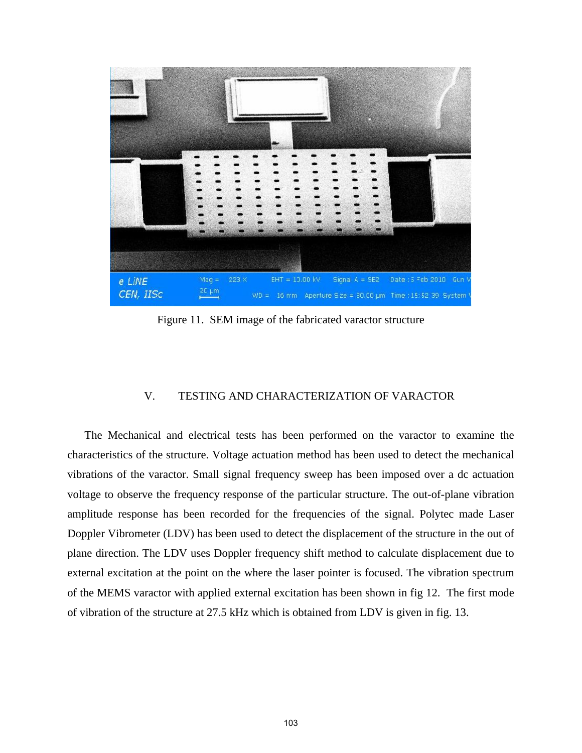Figure 11. SEM image of the fabricated varactor structure

## V. TESTING AND CHARACTERIZATION OF VARACTOR

The Mechanical and electrical tests has been performed on the varactor to examine the characteristics of the structure. Voltage actuation method has been used to detect the mechanical vibrations of the varactor. Small signal frequency sweep has been imposed over a dc actuation voltage to observe the frequency response of the particular structure. The out-of-plane vibration amplitude response has been recorded for the frequencies of the signal. Polytec made Laser Doppler Vibrometer (LDV) has been used to detect the displacement of the structure in the out of plane direction. The LDV uses Doppler frequency shift method to calculate displacement due to external excitation at the point on the where the laser pointer is focused. The vibration spectrum of the MEMS varactor with applied external excitation has been shown in fig 12. The first mode of vibration of the structure at 27.5 kHz which is obtained from LDV is given in fig. 13.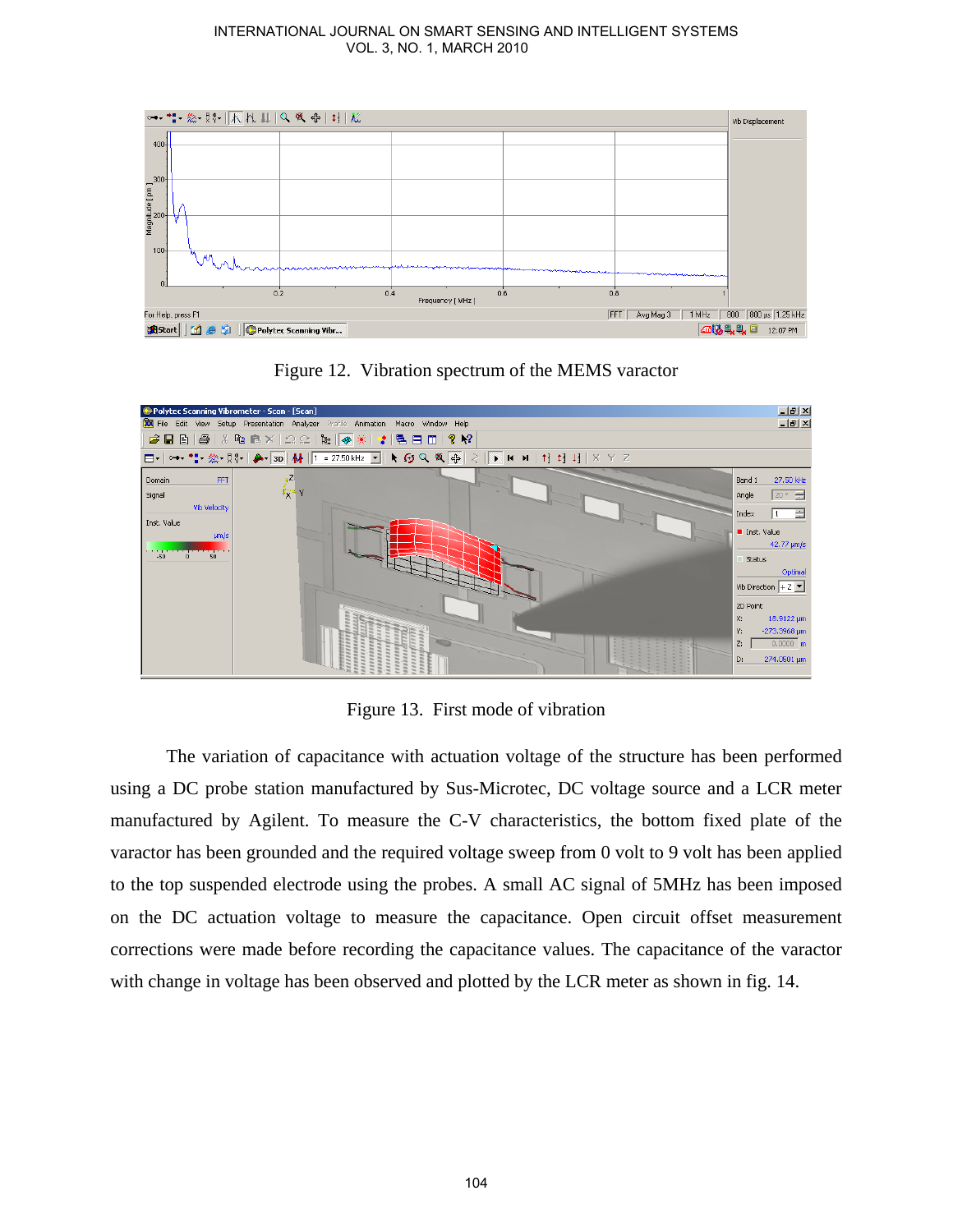Figure 12. Vibration spectrum of the MEMS varactor

Figure 13. First mode of vibration

The variation of capacitance with actuation voltage of the structure has been performed using a DC probe station manufactured by Sus-Microtec, DC voltage source and a LCR meter manufactured by Agilent. To measure the C-V characteristics, the bottom fixed plate of the varactor has been grounded and the required voltage sweep from 0 volt to 9 volt has been applied to the top suspended electrode using the probes. A small AC signal of 5MHz has been imposed on the DC actuation voltage to measure the capacitance. Open circuit offset measurement corrections were made before recording the capacitance values. The capacitance of the varactor with change in voltage has been observed and plotted by the LCR meter as shown in fig. 14.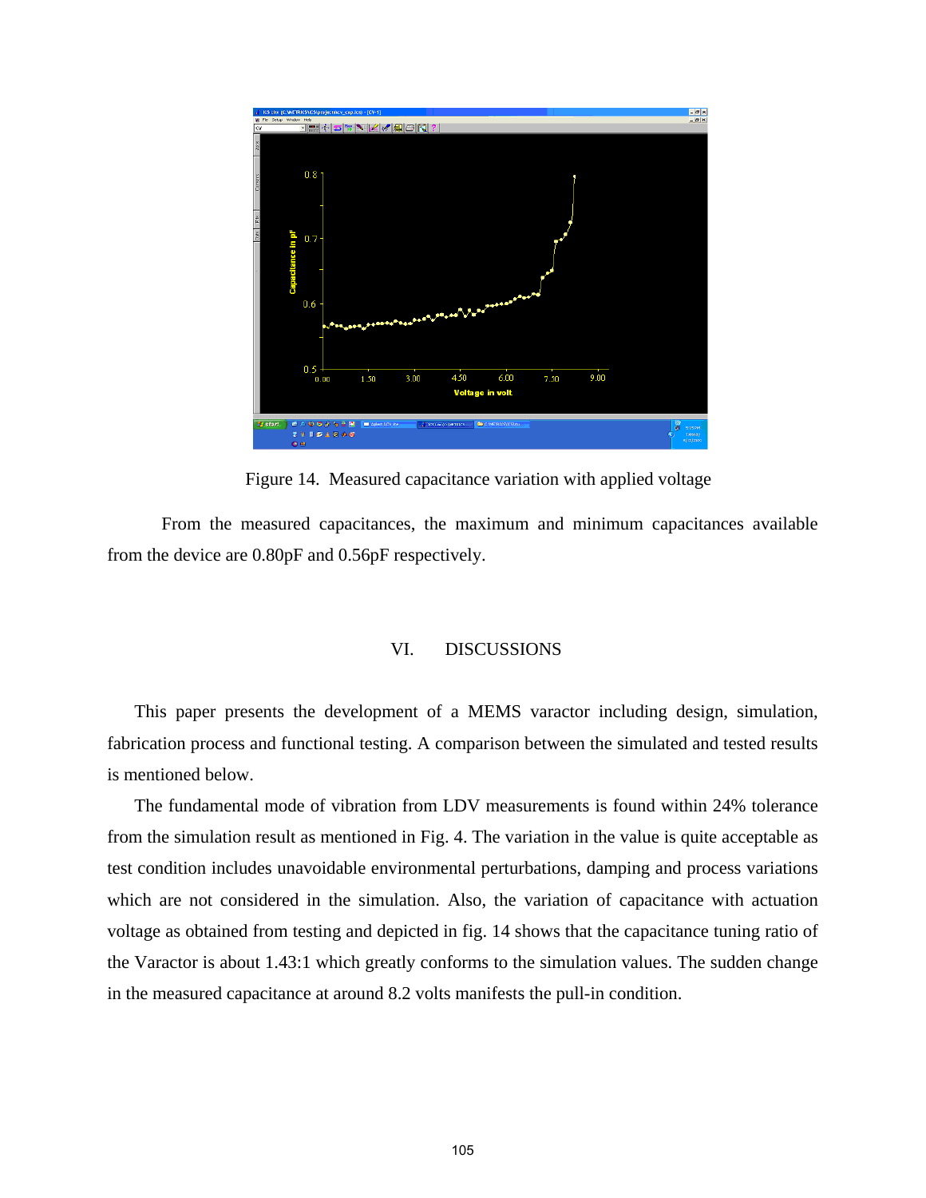Figure 14. Measured capacitance variation with applied voltage

From the measured capacitances, the maximum and minimum capacitances available from the device are 0.80pF and 0.56pF respectively.

## VI. DISCUSSIONS

This paper presents the development of a MEMS varactor including design, simulation, fabrication process and functional testing. A comparison between the simulated and tested results is mentioned below.

The fundamental mode of vibration from LDV measurements is found within 24% tolerance from the simulation result as mentioned in Fig. 4. The variation in the value is quite acceptable as test condition includes unavoidable environmental perturbations, damping and process variations which are not considered in the simulation. Also, the variation of capacitance with actuation voltage as obtained from testing and depicted in fig. 14 shows that the capacitance tuning ratio of the Varactor is about 1.43:1 which greatly conforms to the simulation values. The sudden change in the measured capacitance at around 8.2 volts manifests the pull-in condition.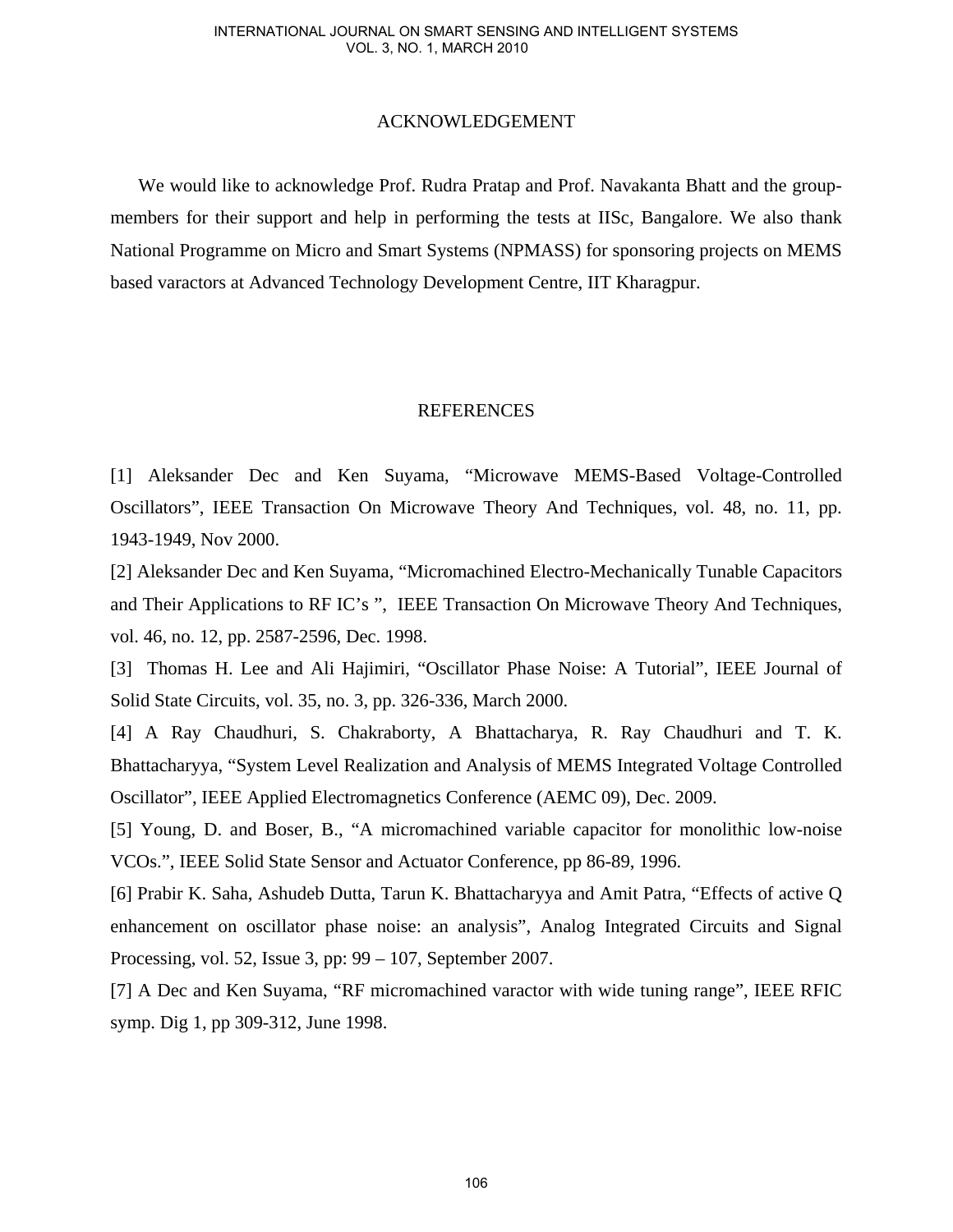## ACKNOWLEDGEMENT

We would like to acknowledge Prof. Rudra Pratap and Prof. Navakanta Bhatt and the group-members for their support and help in performing the tests at IISc, Bangalore. We also thank National Programme on Micro and Smart Systems (NPMASS) for sponsoring projects on MEMS based varactors at Advanced Technology Development Centre, IIT Kharagpur.

## REFERENCES

[1] Aleksander Dec and Ken Suyama, "Microwave MEMS-Based Voltage-Controlled Oscillators", IEEE Transaction On Microwave Theory And Techniques, vol. 48, no. 11, pp. 1943-1949, Nov 2000.

[2] Aleksander Dec and Ken Suyama, "Micromachined Electro-Mechanically Tunable Capacitors and Their Applications to RF IC's ", IEEE Transaction On Microwave Theory And Techniques, vol. 46, no. 12, pp. 2587-2596, Dec. 1998.

[3] Thomas H. Lee and Ali Hajimiri, "Oscillator Phase Noise: A Tutorial", IEEE Journal of Solid State Circuits, vol. 35, no. 3, pp. 326-336, March 2000.

[4] A Ray Chaudhuri, S. Chakraborty, A Bhattacharya, R. Ray Chaudhuri and T. K. Bhattacharyya, "System Level Realization and Analysis of MEMS Integrated Voltage Controlled Oscillator", IEEE Applied Electromagnetics Conference (AEMC 09), Dec. 2009.

[5] Young, D. and Boser, B., "A micromachined variable capacitor for monolithic low-noise VCOs.", IEEE Solid State Sensor and Actuator Conference, pp 86-89, 1996.

[6] Prabir K. Saha, Ashudeb Dutta, Tarun K. Bhattacharyya and Amit Patra, "Effects of active Q enhancement on oscillator phase noise: an analysis", Analog Integrated Circuits and Signal Processing, vol. 52, Issue 3, pp: 99 – 107, September 2007.

[7] A Dec and Ken Suyama, "RF micromachined varactor with wide tuning range", IEEE RFIC symp. Dig 1, pp 309-312, June 1998.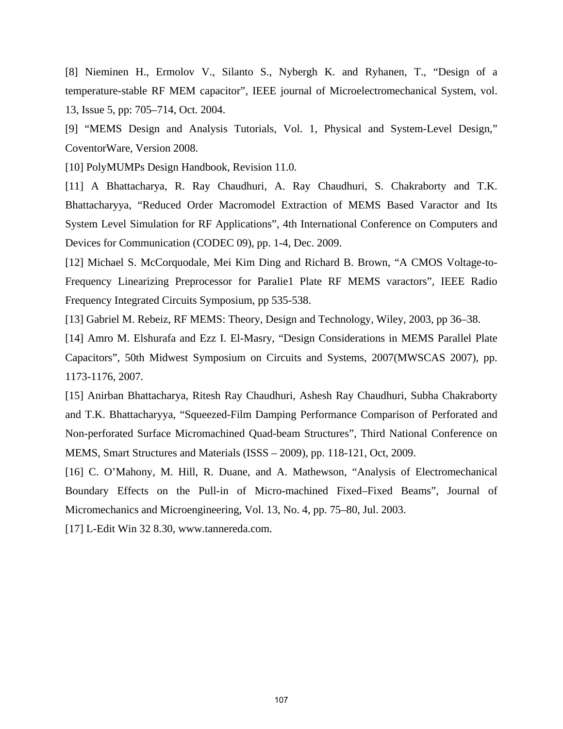[8] Nieminen H., Ermolov V., Silanto S., Nybergh K. and Ryhanen, T., “Design of a temperature-stable RF MEM capacitor”, IEEE journal of Microelectromechanical System, vol. 13, Issue 5, pp: 705–714, Oct. 2004.

[9] “MEMS Design and Analysis Tutorials, Vol. 1, Physical and System-Level Design,” CoventorWare, Version 2008.

[10] PolyMUMPs Design Handbook, Revision 11.0.

[11] A Bhattacharya, R. Ray Chaudhuri, A. Ray Chaudhuri, S. Chakraborty and T.K. Bhattacharyya, “Reduced Order Macromodel Extraction of MEMS Based Varactor and Its System Level Simulation for RF Applications”, 4th International Conference on Computers and Devices for Communication (CODEC 09), pp. 1-4, Dec. 2009.

[12] Michael S. McCorquodale, Mei Kim Ding and Richard B. Brown, “A CMOS Voltage-to-Frequency Linearizing Preprocessor for Paralie1 Plate RF MEMS varactors”, IEEE Radio Frequency Integrated Circuits Symposium, pp 535-538.

[13] Gabriel M. Rebeiz, RF MEMS: Theory, Design and Technology, Wiley, 2003, pp 36–38.

[14] Amro M. Elshurafa and Ezz I. El-Masry, “Design Considerations in MEMS Parallel Plate Capacitors”, 50th Midwest Symposium on Circuits and Systems, 2007(MWSCAS 2007), pp. 1173-1176, 2007.

[15] Anirban Bhattacharya, Ritesh Ray Chaudhuri, Ashesh Ray Chaudhuri, Subha Chakraborty and T.K. Bhattacharyya, “Squeezed-Film Damping Performance Comparison of Perforated and Non-perforated Surface Micromachined Quad-beam Structures”, Third National Conference on MEMS, Smart Structures and Materials (ISSS – 2009), pp. 118-121, Oct, 2009.

[16] C. O’Mahony, M. Hill, R. Duane, and A. Mathewson, “Analysis of Electromechanical Boundary Effects on the Pull-in of Micro-machined Fixed–Fixed Beams”, Journal of Micromechanics and Microengineering, Vol. 13, No. 4, pp. 75–80, Jul. 2003.

[17] L-Edit Win 32 8.30, www.tannereda.com.